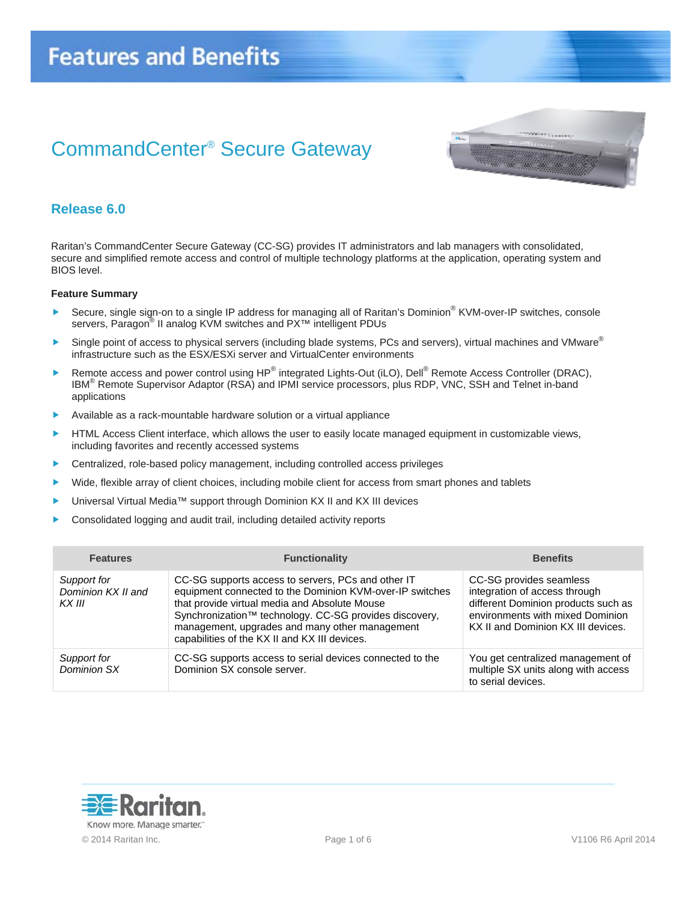# Features and Benefits

## CommandCenter® Secure Gateway

### Release 6.0

Raritan's CommandCenter Secure Gateway (CC-SG) provides IT administrators and lab managers with consolidated, secure and simplified remote access and control of multiple technology platforms at the application, operating system and BIOS level.

**Feature Summary**

- Secure, single sign-on to a single IP address for managing all of Raritan's Dominion® KVM-over-IP switches, console servers, Paragon® II analog KVM switches and PX™ intelligent PDUs
- Single point of access to physical servers (including blade systems, PCs and servers), virtual machines and VMware® infrastructure such as the ESX/ESXi server and VirtualCenter environments
- Remote access and power control using HP® integrated Lights-Out (iLO), Dell® Remote Access Controller (DRAC), IBM® Remote Supervisor Adaptor (RSA) and IPMI service processors, plus RDP, VNC, SSH and Telnet in-band applications
- Available as a rack-mountable hardware solution or a virtual appliance
- HTML Access Client interface, which allows the user to easily locate managed equipment in customizable views, including favorites and recently accessed systems
- Centralized, role-based policy management, including controlled access privileges
- Wide, flexible array of client choices, including mobile client for access from smart phones and tablets
- Universal Virtual Media™ support through Dominion KX II and KX III devices
- Consolidated logging and audit trail, including detailed activity reports

| Features | Functionality | Benefits |
|---|---|---|
| *Support for Dominion KX II and KX III* | CC-SG supports access to servers, PCs and other IT equipment connected to the Dominion KVM-over-IP switches that provide virtual media and Absolute Mouse Synchronization™ technology. CC-SG provides discovery, management, upgrades and many other management capabilities of the KX II and KX III devices. | CC-SG provides seamless integration of access through different Dominion products such as environments with mixed Dominion KX II and Dominion KX III devices. |
| *Support for Dominion SX* | CC-SG supports access to serial devices connected to the Dominion SX console server. | You get centralized management of multiple SX units along with access to serial devices. |

© 2014 Raritan Inc. V1106 R6 April 2014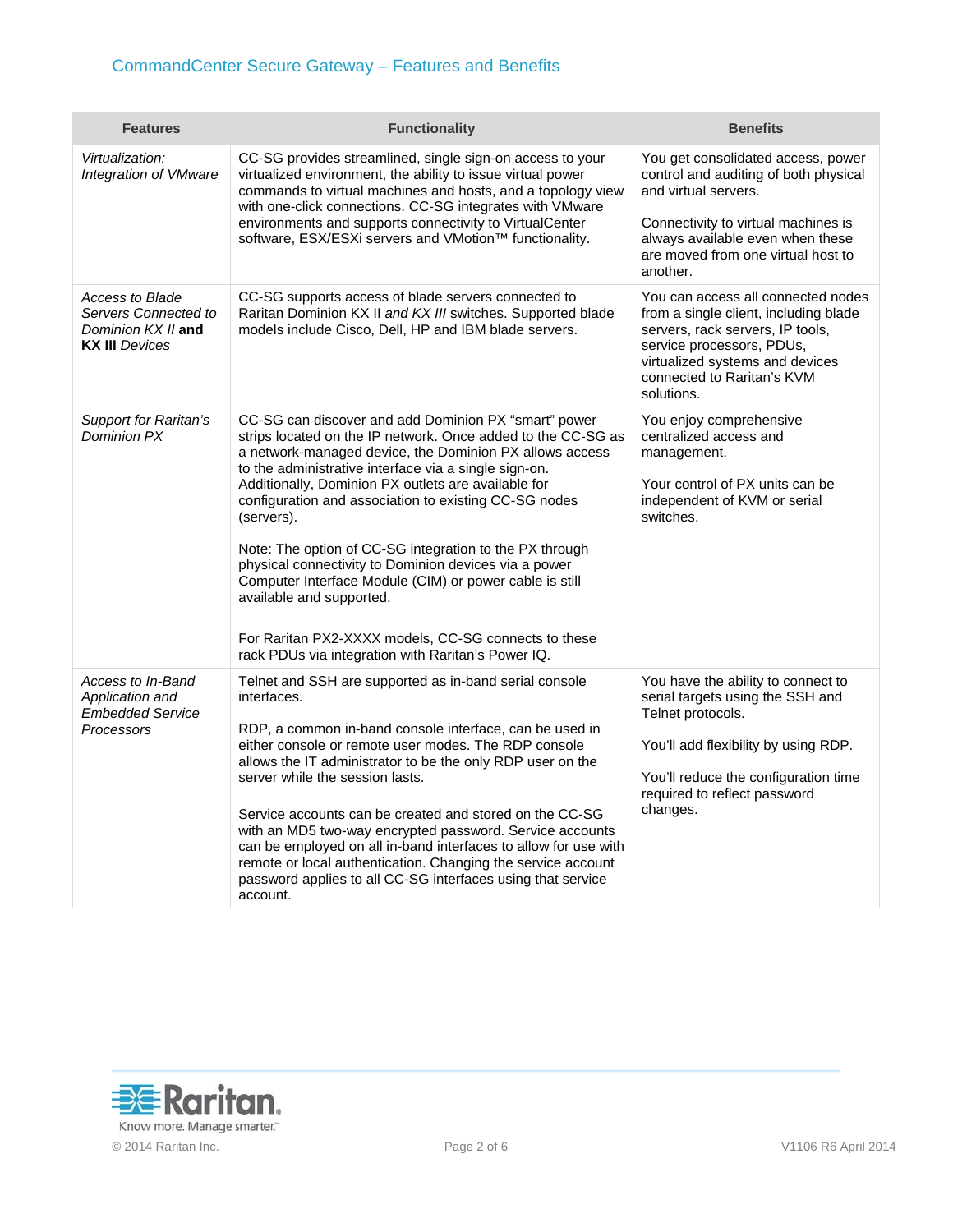## CommandCenter Secure Gateway – Features and Benefits

| Features | Functionality | Benefits |
|---|---|---|
| *Virtualization: Integration of VMware* | CC-SG provides streamlined, single sign-on access to your virtualized environment, the ability to issue virtual power commands to virtual machines and hosts, and a topology view with one-click connections. CC-SG integrates with VMware environments and supports connectivity to VirtualCenter software, ESX/ESXi servers and VMotion™ functionality. | You get consolidated access, power control and auditing of both physical and virtual servers.<br><br>Connectivity to virtual machines is always available even when these are moved from one virtual host to another. |
| *Access to Blade Servers Connected to Dominion KX II* **and KX III** *Devices* | CC-SG supports access of blade servers connected to Raritan Dominion KX II *and KX III* switches. Supported blade models include Cisco, Dell, HP and IBM blade servers. | You can access all connected nodes from a single client, including blade servers, rack servers, IP tools, service processors, PDUs, virtualized systems and devices connected to Raritan's KVM solutions. |
| *Support for Raritan's Dominion PX* | CC-SG can discover and add Dominion PX "smart" power strips located on the IP network. Once added to the CC-SG as a network-managed device, the Dominion PX allows access to the administrative interface via a single sign-on. Additionally, Dominion PX outlets are available for configuration and association to existing CC-SG nodes (servers).<br><br>Note: The option of CC-SG integration to the PX through physical connectivity to Dominion devices via a power Computer Interface Module (CIM) or power cable is still available and supported.<br><br>For Raritan PX2-XXXX models, CC-SG connects to these rack PDUs via integration with Raritan's Power IQ. | You enjoy comprehensive centralized access and management.<br><br>Your control of PX units can be independent of KVM or serial switches. |
| *Access to In-Band Application and Embedded Service Processors* | Telnet and SSH are supported as in-band serial console interfaces.<br><br>RDP, a common in-band console interface, can be used in either console or remote user modes. The RDP console allows the IT administrator to be the only RDP user on the server while the session lasts.<br><br>Service accounts can be created and stored on the CC-SG with an MD5 two-way encrypted password. Service accounts can be employed on all in-band interfaces to allow for use with remote or local authentication. Changing the service account password applies to all CC-SG interfaces using that service account. | You have the ability to connect to serial targets using the SSH and Telnet protocols.<br><br>You'll add flexibility by using RDP.<br><br>You'll reduce the configuration time required to reflect password changes. |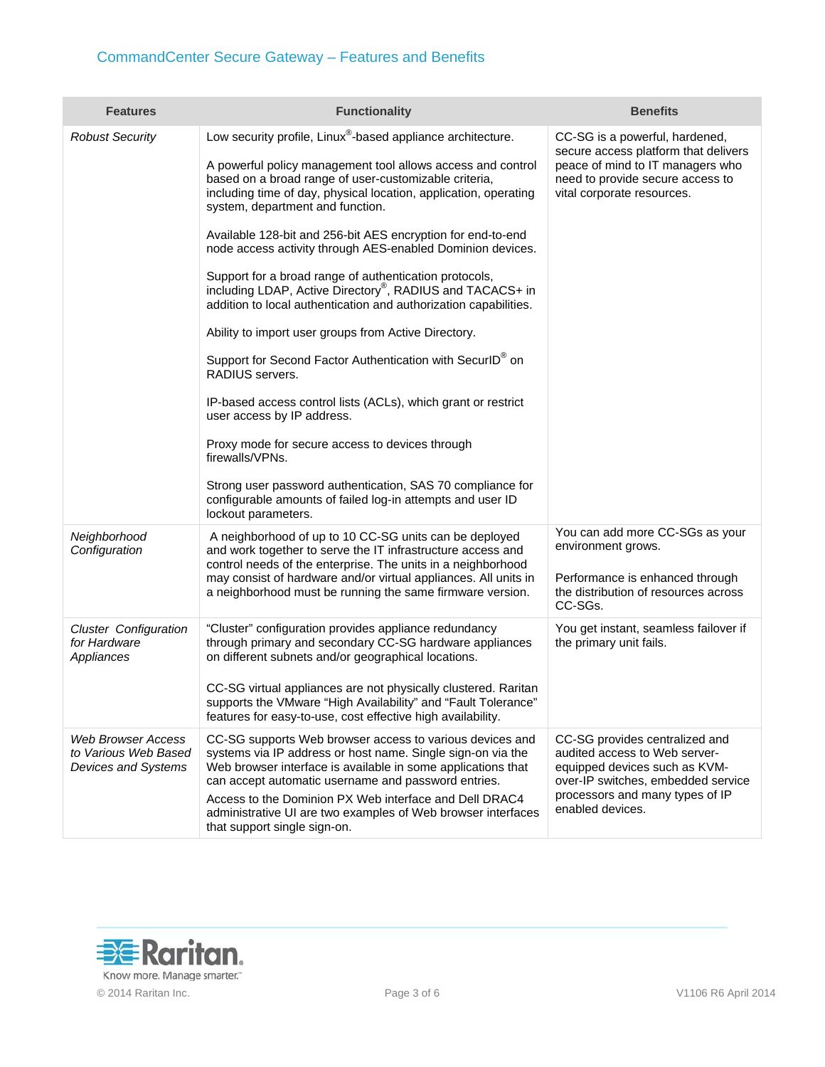## CommandCenter Secure Gateway – Features and Benefits

| Features | Functionality | Benefits |
|---|---|---|
| *Robust Security* | Low security profile, Linux®-based appliance architecture.<br><br>A powerful policy management tool allows access and control based on a broad range of user-customizable criteria, including time of day, physical location, application, operating system, department and function.<br><br>Available 128-bit and 256-bit AES encryption for end-to-end node access activity through AES-enabled Dominion devices.<br><br>Support for a broad range of authentication protocols, including LDAP, Active Directory®, RADIUS and TACACS+ in addition to local authentication and authorization capabilities.<br><br>Ability to import user groups from Active Directory.<br><br>Support for Second Factor Authentication with SecurID® on RADIUS servers.<br><br>IP-based access control lists (ACLs), which grant or restrict user access by IP address.<br><br>Proxy mode for secure access to devices through firewalls/VPNs.<br><br>Strong user password authentication, SAS 70 compliance for configurable amounts of failed log-in attempts and user ID lockout parameters. | CC-SG is a powerful, hardened, secure access platform that delivers peace of mind to IT managers who need to provide secure access to vital corporate resources. |
| *Neighborhood Configuration* | A neighborhood of up to 10 CC-SG units can be deployed and work together to serve the IT infrastructure access and control needs of the enterprise. The units in a neighborhood may consist of hardware and/or virtual appliances. All units in a neighborhood must be running the same firmware version. | You can add more CC-SGs as your environment grows.<br><br>Performance is enhanced through the distribution of resources across CC-SGs. |
| *Cluster Configuration for Hardware Appliances* | "Cluster" configuration provides appliance redundancy through primary and secondary CC-SG hardware appliances on different subnets and/or geographical locations.<br><br>CC-SG virtual appliances are not physically clustered. Raritan supports the VMware "High Availability" and "Fault Tolerance" features for easy-to-use, cost effective high availability. | You get instant, seamless failover if the primary unit fails. |
| *Web Browser Access to Various Web Based Devices and Systems* | CC-SG supports Web browser access to various devices and systems via IP address or host name. Single sign-on via the Web browser interface is available in some applications that can accept automatic username and password entries.<br>Access to the Dominion PX Web interface and Dell DRAC4 administrative UI are two examples of Web browser interfaces that support single sign-on. | CC-SG provides centralized and audited access to Web server-equipped devices such as KVM-over-IP switches, embedded service processors and many types of IP enabled devices. |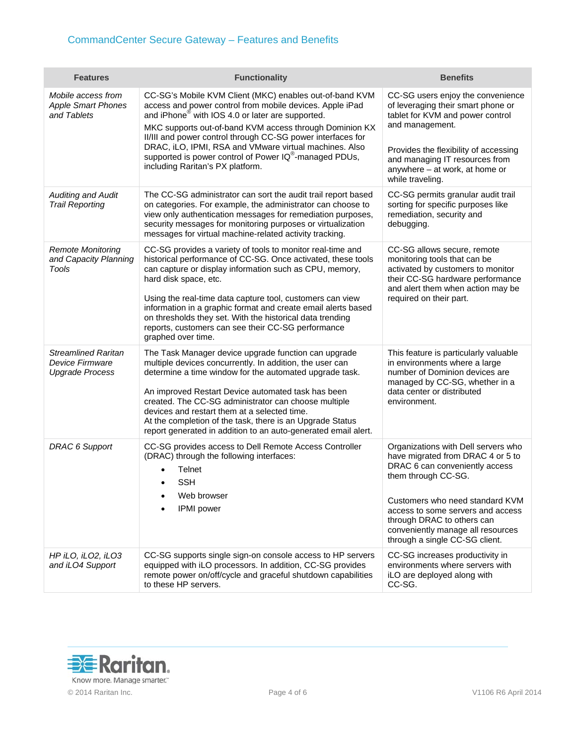| Features | Functionality | Benefits |
|---|---|---|
| *Mobile access from Apple Smart Phones and Tablets* | CC-SG's Mobile KVM Client (MKC) enables out-of-band KVM access and power control from mobile devices. Apple iPad and iPhone® with IOS 4.0 or later are supported.<br><br>MKC supports out-of-band KVM access through Dominion KX II/III and power control through CC-SG power interfaces for DRAC, iLO, IPMI, RSA and VMware virtual machines. Also supported is power control of Power IQ®-managed PDUs, including Raritan's PX platform. | CC-SG users enjoy the convenience of leveraging their smart phone or tablet for KVM and power control and management.<br><br>Provides the flexibility of accessing and managing IT resources from anywhere – at work, at home or while traveling. |
| *Auditing and Audit Trail Reporting* | The CC-SG administrator can sort the audit trail report based on categories. For example, the administrator can choose to view only authentication messages for remediation purposes, security messages for monitoring purposes or virtualization messages for virtual machine-related activity tracking. | CC-SG permits granular audit trail sorting for specific purposes like remediation, security and debugging. |
| *Remote Monitoring and Capacity Planning Tools* | CC-SG provides a variety of tools to monitor real-time and historical performance of CC-SG. Once activated, these tools can capture or display information such as CPU, memory, hard disk space, etc.<br><br>Using the real-time data capture tool, customers can view information in a graphic format and create email alerts based on thresholds they set. With the historical data trending reports, customers can see their CC-SG performance graphed over time. | CC-SG allows secure, remote monitoring tools that can be activated by customers to monitor their CC-SG hardware performance and alert them when action may be required on their part. |
| *Streamlined Raritan Device Firmware Upgrade Process* | The Task Manager device upgrade function can upgrade multiple devices concurrently. In addition, the user can determine a time window for the automated upgrade task.<br><br>An improved Restart Device automated task has been created. The CC-SG administrator can choose multiple devices and restart them at a selected time.<br>At the completion of the task, there is an Upgrade Status report generated in addition to an auto-generated email alert. | This feature is particularly valuable in environments where a large number of Dominion devices are managed by CC-SG, whether in a data center or distributed environment. |
| *DRAC 6 Support* | CC-SG provides access to Dell Remote Access Controller (DRAC) through the following interfaces:<br>• Telnet<br>• SSH<br>• Web browser<br>• IPMI power | Organizations with Dell servers who have migrated from DRAC 4 or 5 to DRAC 6 can conveniently access them through CC-SG.<br><br>Customers who need standard KVM access to some servers and access through DRAC to others can conveniently manage all resources through a single CC-SG client. |
| *HP iLO, iLO2, iLO3 and iLO4 Support* | CC-SG supports single sign-on console access to HP servers equipped with iLO processors. In addition, CC-SG provides remote power on/off/cycle and graceful shutdown capabilities to these HP servers. | CC-SG increases productivity in environments where servers with iLO are deployed along with CC-SG. |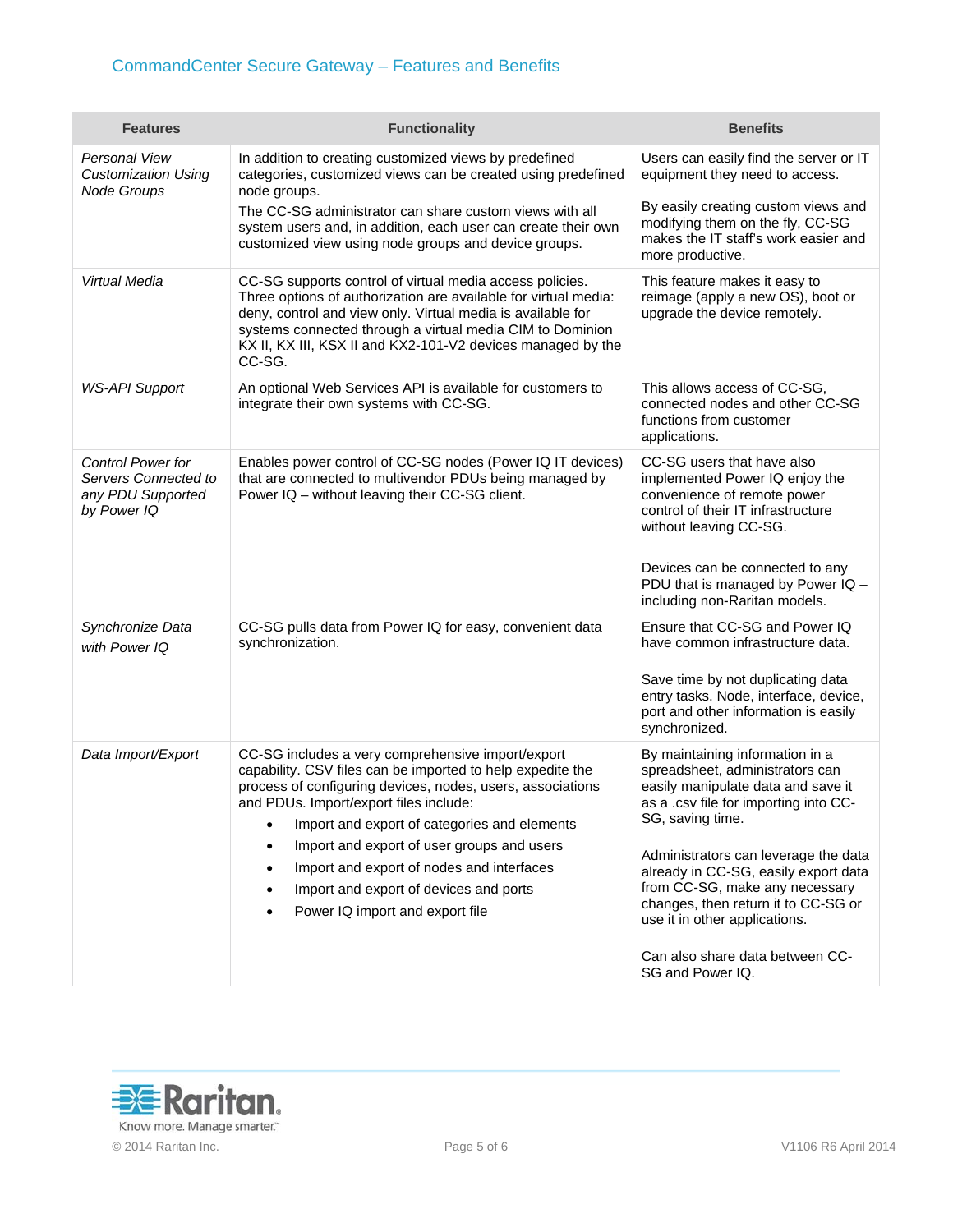## CommandCenter Secure Gateway – Features and Benefits

| Features | Functionality | Benefits |
|---|---|---|
| *Personal View Customization Using Node Groups* | In addition to creating customized views by predefined categories, customized views can be created using predefined node groups.<br>The CC-SG administrator can share custom views with all system users and, in addition, each user can create their own customized view using node groups and device groups. | Users can easily find the server or IT equipment they need to access.<br><br>By easily creating custom views and modifying them on the fly, CC-SG makes the IT staff's work easier and more productive. |
| *Virtual Media* | CC-SG supports control of virtual media access policies. Three options of authorization are available for virtual media: deny, control and view only. Virtual media is available for systems connected through a virtual media CIM to Dominion KX II, KX III, KSX II and KX2-101-V2 devices managed by the CC-SG. | This feature makes it easy to reimage (apply a new OS), boot or upgrade the device remotely. |
| *WS-API Support* | An optional Web Services API is available for customers to integrate their own systems with CC-SG. | This allows access of CC-SG, connected nodes and other CC-SG functions from customer applications. |
| *Control Power for Servers Connected to any PDU Supported by Power IQ* | Enables power control of CC-SG nodes (Power IQ IT devices) that are connected to multivendor PDUs being managed by Power IQ – without leaving their CC-SG client. | CC-SG users that have also implemented Power IQ enjoy the convenience of remote power control of their IT infrastructure without leaving CC-SG.<br><br>Devices can be connected to any PDU that is managed by Power IQ – including non-Raritan models. |
| *Synchronize Data with Power IQ* | CC-SG pulls data from Power IQ for easy, convenient data synchronization. | Ensure that CC-SG and Power IQ have common infrastructure data.<br><br>Save time by not duplicating data entry tasks. Node, interface, device, port and other information is easily synchronized. |
| *Data Import/Export* | CC-SG includes a very comprehensive import/export capability. CSV files can be imported to help expedite the process of configuring devices, nodes, users, associations and PDUs. Import/export files include:<br>• Import and export of categories and elements<br>• Import and export of user groups and users<br>• Import and export of nodes and interfaces<br>• Import and export of devices and ports<br>• Power IQ import and export file | By maintaining information in a spreadsheet, administrators can easily manipulate data and save it as a .csv file for importing into CC-SG, saving time.<br><br>Administrators can leverage the data already in CC-SG, easily export data from CC-SG, make any necessary changes, then return it to CC-SG or use it in other applications.<br><br>Can also share data between CC-SG and Power IQ. |

Raritan. Know more. Manage smarter.™

© 2014 Raritan Inc.

V1106 R6 April 2014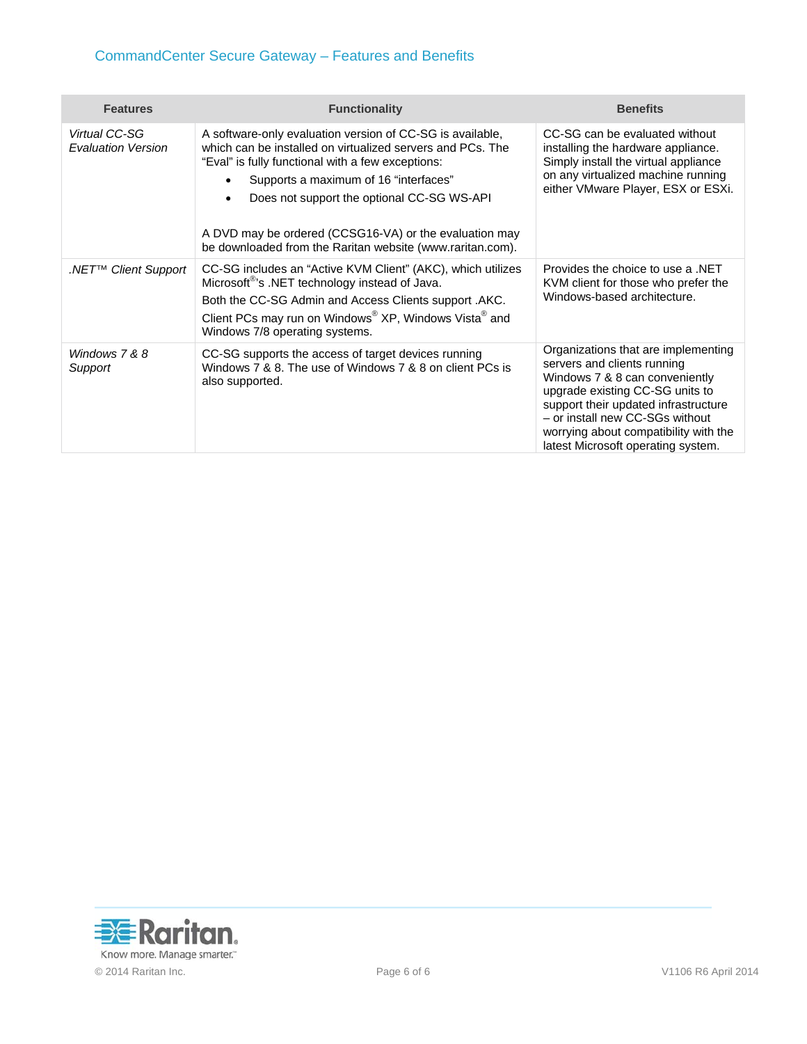## CommandCenter Secure Gateway – Features and Benefits

| Features | Functionality | Benefits |
|---|---|---|
| *Virtual CC-SG Evaluation Version* | A software-only evaluation version of CC-SG is available, which can be installed on virtualized servers and PCs. The "Eval" is fully functional with a few exceptions:<br>• Supports a maximum of 16 "interfaces"<br>• Does not support the optional CC-SG WS-API<br><br>A DVD may be ordered (CCSG16-VA) or the evaluation may be downloaded from the Raritan website (www.raritan.com). | CC-SG can be evaluated without installing the hardware appliance. Simply install the virtual appliance on any virtualized machine running either VMware Player, ESX or ESXi. |
| *.NET™ Client Support* | CC-SG includes an "Active KVM Client" (AKC), which utilizes Microsoft®'s .NET technology instead of Java.<br>Both the CC-SG Admin and Access Clients support .AKC.<br>Client PCs may run on Windows® XP, Windows Vista® and Windows 7/8 operating systems. | Provides the choice to use a .NET KVM client for those who prefer the Windows-based architecture. |
| *Windows 7 & 8 Support* | CC-SG supports the access of target devices running Windows 7 & 8. The use of Windows 7 & 8 on client PCs is also supported. | Organizations that are implementing servers and clients running Windows 7 & 8 can conveniently upgrade existing CC-SG units to support their updated infrastructure – or install new CC-SGs without worrying about compatibility with the latest Microsoft operating system. |

© 2014 Raritan Inc. V1106 R6 April 2014